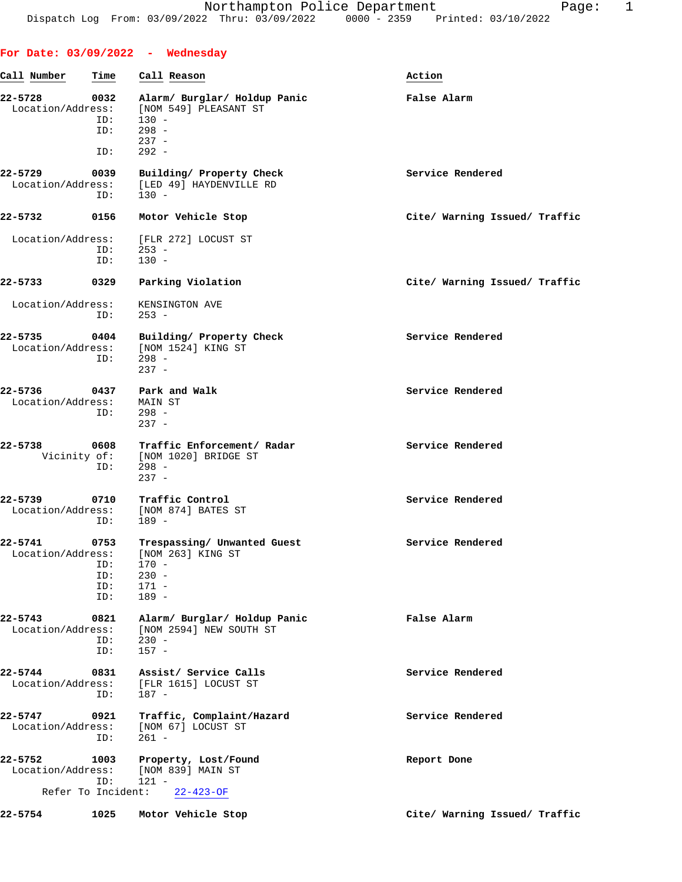Northampton Police Department
Dispatch Log From: 03/09/2022 Thru: 03/09/2022 0000 - 2359 Printed: 03/10/2022

## For Date: 03/09/2022 - Wednesday

| Call Number | Time | Call Reason | Action |
|---|---|---|---|
| 22-5728 | 0032 | Alarm/ Burglar/ Holdup Panic | False Alarm |
| Location/Address: | | [NOM 549] PLEASANT ST | |
| ID: | | 130 - | |
| ID: | | 298 - | |
| | | 237 - | |
| ID: | | 292 - | |
| 22-5729 | 0039 | Building/ Property Check | Service Rendered |
| Location/Address: | | [LED 49] HAYDENVILLE RD | |
| ID: | | 130 - | |
| 22-5732 | 0156 | Motor Vehicle Stop | Cite/ Warning Issued/ Traffic |
| Location/Address: | | [FLR 272] LOCUST ST | |
| ID: | | 253 - | |
| ID: | | 130 - | |
| 22-5733 | 0329 | Parking Violation | Cite/ Warning Issued/ Traffic |
| Location/Address: | | KENSINGTON AVE | |
| ID: | | 253 - | |
| 22-5735 | 0404 | Building/ Property Check | Service Rendered |
| Location/Address: | | [NOM 1524] KING ST | |
| ID: | | 298 - | |
| | | 237 - | |
| 22-5736 | 0437 | Park and Walk | Service Rendered |
| Location/Address: | | MAIN ST | |
| ID: | | 298 - | |
| | | 237 - | |
| 22-5738 | 0608 | Traffic Enforcement/ Radar | Service Rendered |
| Vicinity of: | | [NOM 1020] BRIDGE ST | |
| ID: | | 298 - | |
| | | 237 - | |
| 22-5739 | 0710 | Traffic Control | Service Rendered |
| Location/Address: | | [NOM 874] BATES ST | |
| ID: | | 189 - | |
| 22-5741 | 0753 | Trespassing/ Unwanted Guest | Service Rendered |
| Location/Address: | | [NOM 263] KING ST | |
| ID: | | 170 - | |
| ID: | | 230 - | |
| ID: | | 171 - | |
| ID: | | 189 - | |
| 22-5743 | 0821 | Alarm/ Burglar/ Holdup Panic | False Alarm |
| Location/Address: | | [NOM 2594] NEW SOUTH ST | |
| ID: | | 230 - | |
| ID: | | 157 - | |
| 22-5744 | 0831 | Assist/ Service Calls | Service Rendered |
| Location/Address: | | [FLR 1615] LOCUST ST | |
| ID: | | 187 - | |
| 22-5747 | 0921 | Traffic, Complaint/Hazard | Service Rendered |
| Location/Address: | | [NOM 67] LOCUST ST | |
| ID: | | 261 - | |
| 22-5752 | 1003 | Property, Lost/Found | Report Done |
| Location/Address: | | [NOM 839] MAIN ST | |
| ID: | | 121 - | |
| Refer To Incident: | | 22-423-OF | |
| 22-5754 | 1025 | Motor Vehicle Stop | Cite/ Warning Issued/ Traffic |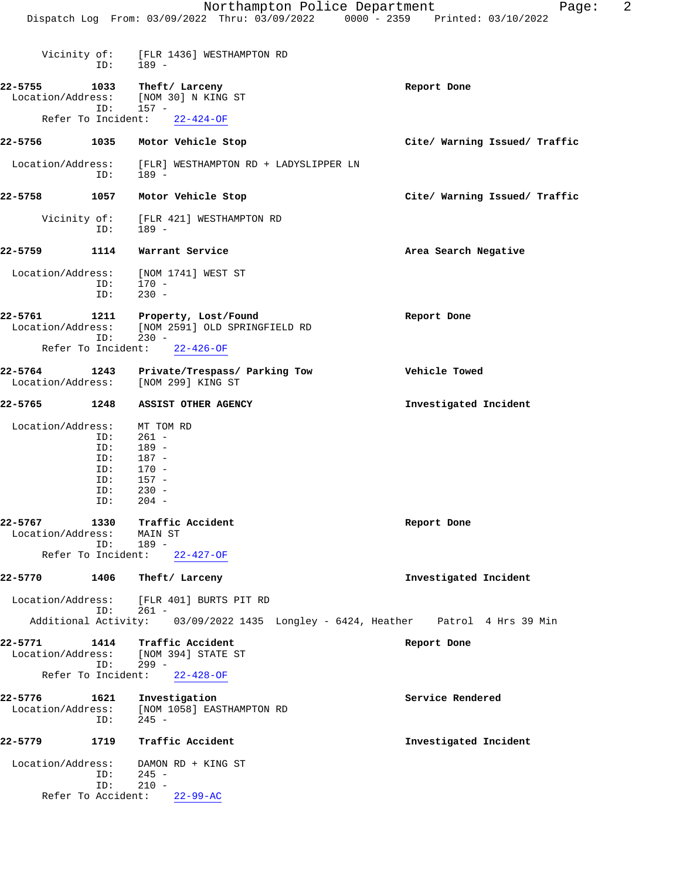Vicinity of: [FLR 1436] WESTHAMPTON RD
ID: 189 -

**22-5755 1033 Theft/ Larceny** Report Done
Location/Address: [NOM 30] N KING ST
ID: 157 -
Refer To Incident: 22-424-OF

**22-5756 1035 Motor Vehicle Stop** Cite/ Warning Issued/ Traffic
Location/Address: [FLR] WESTHAMPTON RD + LADYSLIPPER LN
ID: 189 -

**22-5758 1057 Motor Vehicle Stop** Cite/ Warning Issued/ Traffic
Vicinity of: [FLR 421] WESTHAMPTON RD
ID: 189 -

**22-5759 1114 Warrant Service** Area Search Negative
Location/Address: [NOM 1741] WEST ST
ID: 170 -
ID: 230 -

**22-5761 1211 Property, Lost/Found** Report Done
Location/Address: [NOM 2591] OLD SPRINGFIELD RD
ID: 230 -
Refer To Incident: 22-426-OF

**22-5764 1243 Private/Trespass/ Parking Tow** Vehicle Towed
Location/Address: [NOM 299] KING ST

**22-5765 1248 ASSIST OTHER AGENCY** Investigated Incident
Location/Address: MT TOM RD
ID: 261 -
ID: 189 -
ID: 187 -
ID: 170 -
ID: 157 -
ID: 230 -
ID: 204 -

**22-5767 1330 Traffic Accident** Report Done
Location/Address: MAIN ST
ID: 189 -
Refer To Incident: 22-427-OF

**22-5770 1406 Theft/ Larceny** Investigated Incident
Location/Address: [FLR 401] BURTS PIT RD
ID: 261 -
Additional Activity: 03/09/2022 1435 Longley - 6424, Heather Patrol 4 Hrs 39 Min

**22-5771 1414 Traffic Accident** Report Done
Location/Address: [NOM 394] STATE ST
ID: 299 -
Refer To Incident: 22-428-OF

**22-5776 1621 Investigation** Service Rendered
Location/Address: [NOM 1058] EASTHAMPTON RD
ID: 245 -

**22-5779 1719 Traffic Accident** Investigated Incident
Location/Address: DAMON RD + KING ST
ID: 245 -
ID: 210 -
Refer To Accident: 22-99-AC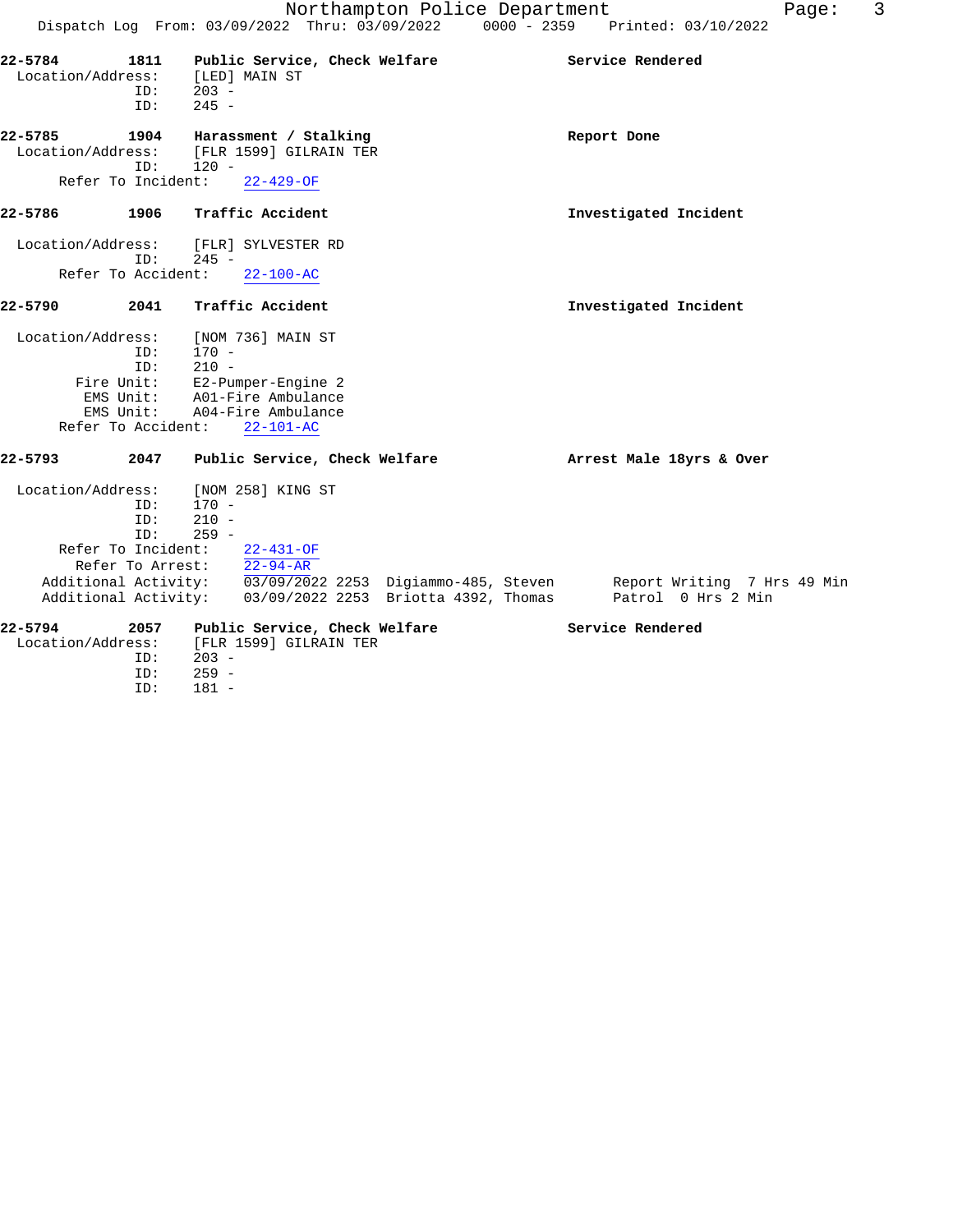**22-5784** **1811** **Public Service, Check Welfare** **Service Rendered**

Location/Address: [LED] MAIN ST
ID: 203 -
ID: 245 -

**22-5785** **1904** **Harassment / Stalking** **Report Done**

Location/Address: [FLR 1599] GILRAIN TER
ID: 120 -
Refer To Incident: 22-429-OF

**22-5786** **1906** **Traffic Accident** **Investigated Incident**

Location/Address: [FLR] SYLVESTER RD
ID: 245 -
Refer To Accident: 22-100-AC

**22-5790** **2041** **Traffic Accident** **Investigated Incident**

Location/Address: [NOM 736] MAIN ST
ID: 170 -
ID: 210 -
Fire Unit: E2-Pumper-Engine 2
EMS Unit: A01-Fire Ambulance
EMS Unit: A04-Fire Ambulance
Refer To Accident: 22-101-AC

**22-5793** **2047** **Public Service, Check Welfare** **Arrest Male 18yrs & Over**

Location/Address: [NOM 258] KING ST
ID: 170 -
ID: 210 -
ID: 259 -
Refer To Incident: 22-431-OF
Refer To Arrest: 22-94-AR
Additional Activity: 03/09/2022 2253 Digiammo-485, Steven Report Writing 7 Hrs 49 Min
Additional Activity: 03/09/2022 2253 Briotta 4392, Thomas Patrol 0 Hrs 2 Min

**22-5794** **2057** **Public Service, Check Welfare** **Service Rendered**

Location/Address: [FLR 1599] GILRAIN TER
ID: 203 -
ID: 259 -
ID: 181 -